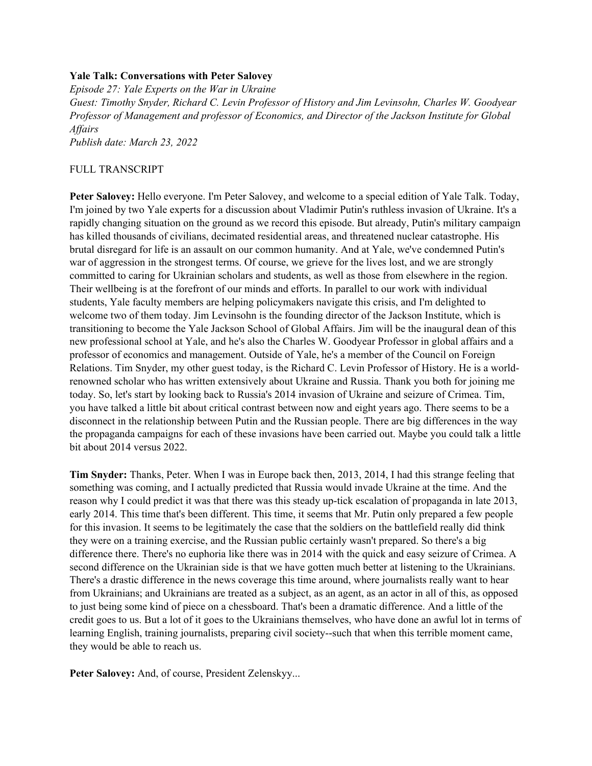**Yale Talk: Conversations with Peter Salovey**

*Episode 27: Yale Experts on the War in Ukraine*

*Guest: Timothy Snyder, Richard C. Levin Professor of History and Jim Levinsohn, Charles W. Goodyear Professor of Management and professor of Economics, and Director of the Jackson Institute for Global Affairs*

*Publish date: March 23, 2022*

FULL TRANSCRIPT

**Peter Salovey:** Hello everyone. I'm Peter Salovey, and welcome to a special edition of Yale Talk. Today, I'm joined by two Yale experts for a discussion about Vladimir Putin's ruthless invasion of Ukraine. It's a rapidly changing situation on the ground as we record this episode. But already, Putin's military campaign has killed thousands of civilians, decimated residential areas, and threatened nuclear catastrophe. His brutal disregard for life is an assault on our common humanity. And at Yale, we've condemned Putin's war of aggression in the strongest terms. Of course, we grieve for the lives lost, and we are strongly committed to caring for Ukrainian scholars and students, as well as those from elsewhere in the region. Their wellbeing is at the forefront of our minds and efforts. In parallel to our work with individual students, Yale faculty members are helping policymakers navigate this crisis, and I'm delighted to welcome two of them today. Jim Levinsohn is the founding director of the Jackson Institute, which is transitioning to become the Yale Jackson School of Global Affairs. Jim will be the inaugural dean of this new professional school at Yale, and he's also the Charles W. Goodyear Professor in global affairs and a professor of economics and management. Outside of Yale, he's a member of the Council on Foreign Relations. Tim Snyder, my other guest today, is the Richard C. Levin Professor of History. He is a world-renowned scholar who has written extensively about Ukraine and Russia. Thank you both for joining me today. So, let's start by looking back to Russia's 2014 invasion of Ukraine and seizure of Crimea. Tim, you have talked a little bit about critical contrast between now and eight years ago. There seems to be a disconnect in the relationship between Putin and the Russian people. There are big differences in the way the propaganda campaigns for each of these invasions have been carried out. Maybe you could talk a little bit about 2014 versus 2022.

**Tim Snyder:** Thanks, Peter. When I was in Europe back then, 2013, 2014, I had this strange feeling that something was coming, and I actually predicted that Russia would invade Ukraine at the time. And the reason why I could predict it was that there was this steady up-tick escalation of propaganda in late 2013, early 2014. This time that's been different. This time, it seems that Mr. Putin only prepared a few people for this invasion. It seems to be legitimately the case that the soldiers on the battlefield really did think they were on a training exercise, and the Russian public certainly wasn't prepared. So there's a big difference there. There's no euphoria like there was in 2014 with the quick and easy seizure of Crimea. A second difference on the Ukrainian side is that we have gotten much better at listening to the Ukrainians. There's a drastic difference in the news coverage this time around, where journalists really want to hear from Ukrainians; and Ukrainians are treated as a subject, as an agent, as an actor in all of this, as opposed to just being some kind of piece on a chessboard. That's been a dramatic difference. And a little of the credit goes to us. But a lot of it goes to the Ukrainians themselves, who have done an awful lot in terms of learning English, training journalists, preparing civil society--such that when this terrible moment came, they would be able to reach us.

**Peter Salovey:** And, of course, President Zelenskyy...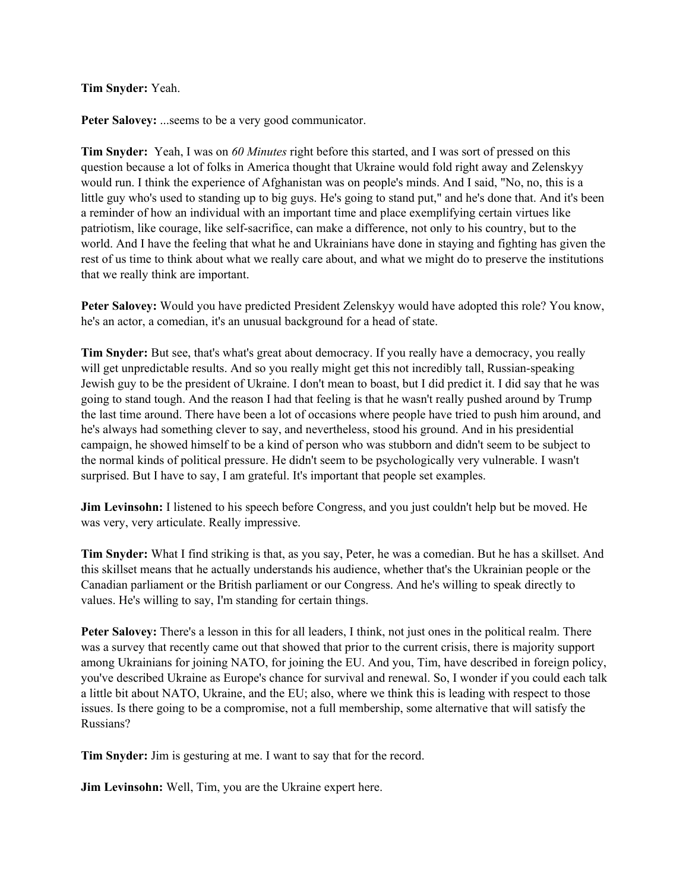**Tim Snyder:** Yeah.

**Peter Salovey:** ...seems to be a very good communicator.

**Tim Snyder:** Yeah, I was on *60 Minutes* right before this started, and I was sort of pressed on this question because a lot of folks in America thought that Ukraine would fold right away and Zelenskyy would run. I think the experience of Afghanistan was on people's minds. And I said, "No, no, this is a little guy who's used to standing up to big guys. He's going to stand put," and he's done that. And it's been a reminder of how an individual with an important time and place exemplifying certain virtues like patriotism, like courage, like self-sacrifice, can make a difference, not only to his country, but to the world. And I have the feeling that what he and Ukrainians have done in staying and fighting has given the rest of us time to think about what we really care about, and what we might do to preserve the institutions that we really think are important.

**Peter Salovey:** Would you have predicted President Zelenskyy would have adopted this role? You know, he's an actor, a comedian, it's an unusual background for a head of state.

**Tim Snyder:** But see, that's what's great about democracy. If you really have a democracy, you really will get unpredictable results. And so you really might get this not incredibly tall, Russian-speaking Jewish guy to be the president of Ukraine. I don't mean to boast, but I did predict it. I did say that he was going to stand tough. And the reason I had that feeling is that he wasn't really pushed around by Trump the last time around. There have been a lot of occasions where people have tried to push him around, and he's always had something clever to say, and nevertheless, stood his ground. And in his presidential campaign, he showed himself to be a kind of person who was stubborn and didn't seem to be subject to the normal kinds of political pressure. He didn't seem to be psychologically very vulnerable. I wasn't surprised. But I have to say, I am grateful. It's important that people set examples.

**Jim Levinsohn:** I listened to his speech before Congress, and you just couldn't help but be moved. He was very, very articulate. Really impressive.

**Tim Snyder:** What I find striking is that, as you say, Peter, he was a comedian. But he has a skillset. And this skillset means that he actually understands his audience, whether that's the Ukrainian people or the Canadian parliament or the British parliament or our Congress. And he's willing to speak directly to values. He's willing to say, I'm standing for certain things.

**Peter Salovey:** There's a lesson in this for all leaders, I think, not just ones in the political realm. There was a survey that recently came out that showed that prior to the current crisis, there is majority support among Ukrainians for joining NATO, for joining the EU. And you, Tim, have described in foreign policy, you've described Ukraine as Europe's chance for survival and renewal. So, I wonder if you could each talk a little bit about NATO, Ukraine, and the EU; also, where we think this is leading with respect to those issues. Is there going to be a compromise, not a full membership, some alternative that will satisfy the Russians?

**Tim Snyder:** Jim is gesturing at me. I want to say that for the record.

**Jim Levinsohn:** Well, Tim, you are the Ukraine expert here.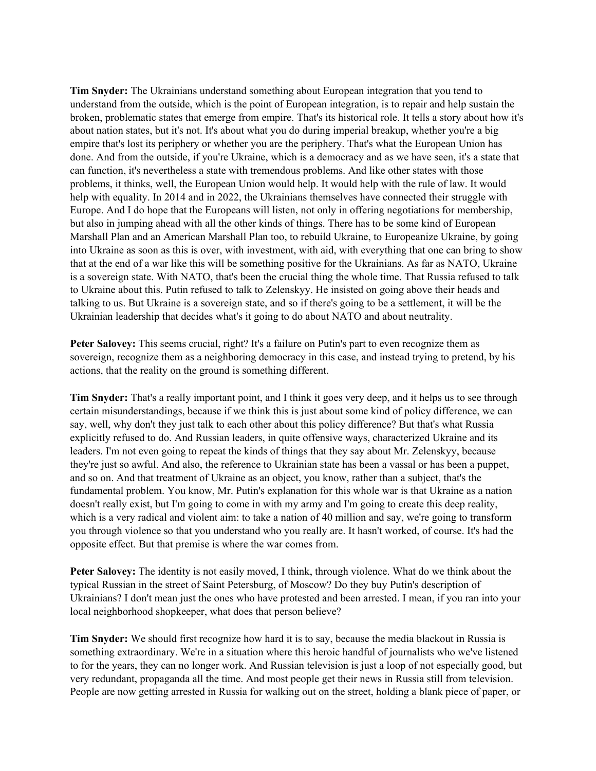**Tim Snyder:** The Ukrainians understand something about European integration that you tend to understand from the outside, which is the point of European integration, is to repair and help sustain the broken, problematic states that emerge from empire. That's its historical role. It tells a story about how it's about nation states, but it's not. It's about what you do during imperial breakup, whether you're a big empire that's lost its periphery or whether you are the periphery. That's what the European Union has done. And from the outside, if you're Ukraine, which is a democracy and as we have seen, it's a state that can function, it's nevertheless a state with tremendous problems. And like other states with those problems, it thinks, well, the European Union would help. It would help with the rule of law. It would help with equality. In 2014 and in 2022, the Ukrainians themselves have connected their struggle with Europe. And I do hope that the Europeans will listen, not only in offering negotiations for membership, but also in jumping ahead with all the other kinds of things. There has to be some kind of European Marshall Plan and an American Marshall Plan too, to rebuild Ukraine, to Europeanize Ukraine, by going into Ukraine as soon as this is over, with investment, with aid, with everything that one can bring to show that at the end of a war like this will be something positive for the Ukrainians. As far as NATO, Ukraine is a sovereign state. With NATO, that's been the crucial thing the whole time. That Russia refused to talk to Ukraine about this. Putin refused to talk to Zelenskyy. He insisted on going above their heads and talking to us. But Ukraine is a sovereign state, and so if there's going to be a settlement, it will be the Ukrainian leadership that decides what's it going to do about NATO and about neutrality.

**Peter Salovey:** This seems crucial, right? It's a failure on Putin's part to even recognize them as sovereign, recognize them as a neighboring democracy in this case, and instead trying to pretend, by his actions, that the reality on the ground is something different.

**Tim Snyder:** That's a really important point, and I think it goes very deep, and it helps us to see through certain misunderstandings, because if we think this is just about some kind of policy difference, we can say, well, why don't they just talk to each other about this policy difference? But that's what Russia explicitly refused to do. And Russian leaders, in quite offensive ways, characterized Ukraine and its leaders. I'm not even going to repeat the kinds of things that they say about Mr. Zelenskyy, because they're just so awful. And also, the reference to Ukrainian state has been a vassal or has been a puppet, and so on. And that treatment of Ukraine as an object, you know, rather than a subject, that's the fundamental problem. You know, Mr. Putin's explanation for this whole war is that Ukraine as a nation doesn't really exist, but I'm going to come in with my army and I'm going to create this deep reality, which is a very radical and violent aim: to take a nation of 40 million and say, we're going to transform you through violence so that you understand who you really are. It hasn't worked, of course. It's had the opposite effect. But that premise is where the war comes from.

**Peter Salovey:** The identity is not easily moved, I think, through violence. What do we think about the typical Russian in the street of Saint Petersburg, of Moscow? Do they buy Putin's description of Ukrainians? I don't mean just the ones who have protested and been arrested. I mean, if you ran into your local neighborhood shopkeeper, what does that person believe?

**Tim Snyder:** We should first recognize how hard it is to say, because the media blackout in Russia is something extraordinary. We're in a situation where this heroic handful of journalists who we've listened to for the years, they can no longer work. And Russian television is just a loop of not especially good, but very redundant, propaganda all the time. And most people get their news in Russia still from television. People are now getting arrested in Russia for walking out on the street, holding a blank piece of paper, or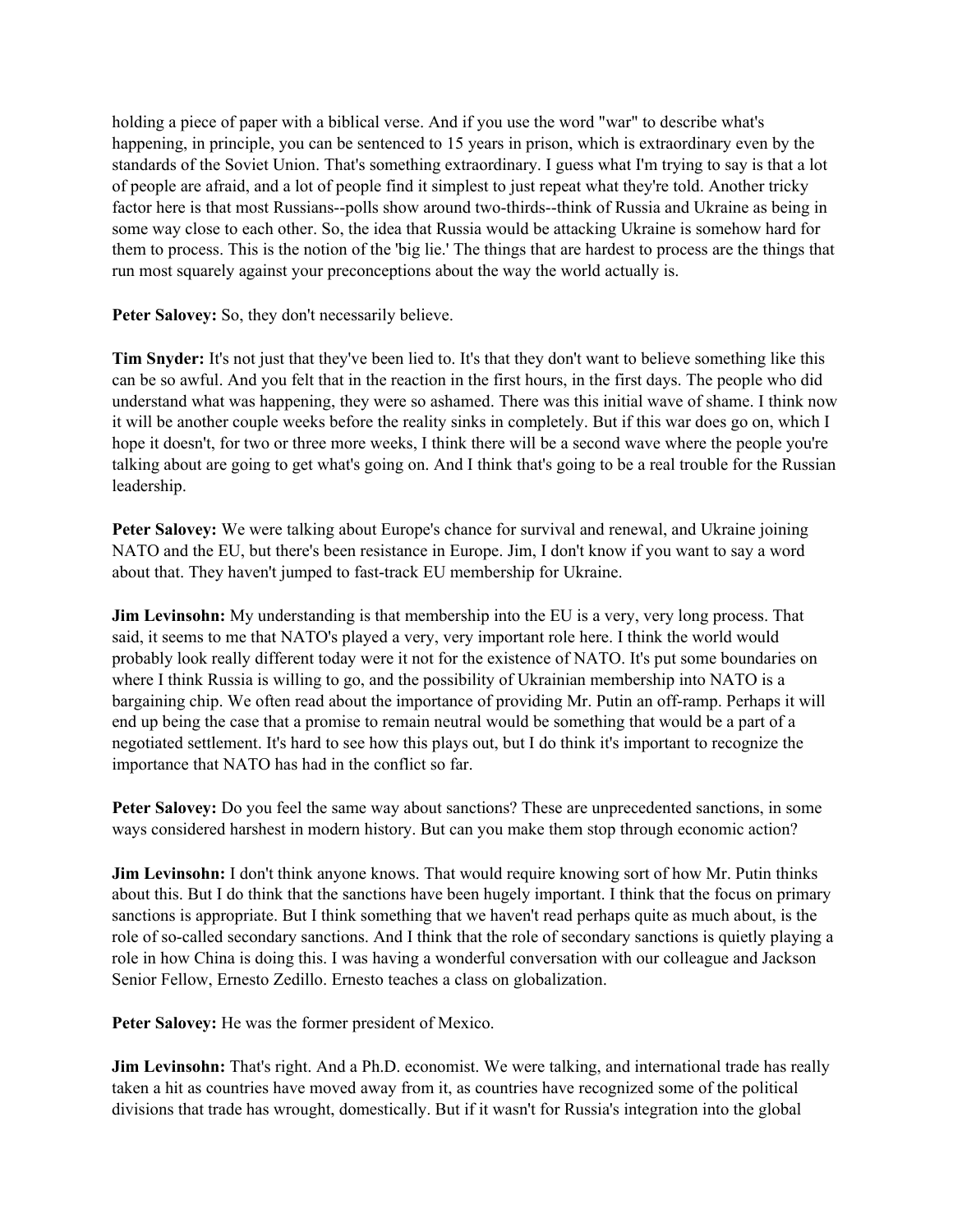holding a piece of paper with a biblical verse. And if you use the word "war" to describe what's happening, in principle, you can be sentenced to 15 years in prison, which is extraordinary even by the standards of the Soviet Union. That's something extraordinary. I guess what I'm trying to say is that a lot of people are afraid, and a lot of people find it simplest to just repeat what they're told. Another tricky factor here is that most Russians--polls show around two-thirds--think of Russia and Ukraine as being in some way close to each other. So, the idea that Russia would be attacking Ukraine is somehow hard for them to process. This is the notion of the 'big lie.' The things that are hardest to process are the things that run most squarely against your preconceptions about the way the world actually is.

**Peter Salovey:** So, they don't necessarily believe.

**Tim Snyder:** It's not just that they've been lied to. It's that they don't want to believe something like this can be so awful. And you felt that in the reaction in the first hours, in the first days. The people who did understand what was happening, they were so ashamed. There was this initial wave of shame. I think now it will be another couple weeks before the reality sinks in completely. But if this war does go on, which I hope it doesn't, for two or three more weeks, I think there will be a second wave where the people you're talking about are going to get what's going on. And I think that's going to be a real trouble for the Russian leadership.

**Peter Salovey:** We were talking about Europe's chance for survival and renewal, and Ukraine joining NATO and the EU, but there's been resistance in Europe. Jim, I don't know if you want to say a word about that. They haven't jumped to fast-track EU membership for Ukraine.

**Jim Levinsohn:** My understanding is that membership into the EU is a very, very long process. That said, it seems to me that NATO's played a very, very important role here. I think the world would probably look really different today were it not for the existence of NATO. It's put some boundaries on where I think Russia is willing to go, and the possibility of Ukrainian membership into NATO is a bargaining chip. We often read about the importance of providing Mr. Putin an off-ramp. Perhaps it will end up being the case that a promise to remain neutral would be something that would be a part of a negotiated settlement. It's hard to see how this plays out, but I do think it's important to recognize the importance that NATO has had in the conflict so far.

**Peter Salovey:** Do you feel the same way about sanctions? These are unprecedented sanctions, in some ways considered harshest in modern history. But can you make them stop through economic action?

**Jim Levinsohn:** I don't think anyone knows. That would require knowing sort of how Mr. Putin thinks about this. But I do think that the sanctions have been hugely important. I think that the focus on primary sanctions is appropriate. But I think something that we haven't read perhaps quite as much about, is the role of so-called secondary sanctions. And I think that the role of secondary sanctions is quietly playing a role in how China is doing this. I was having a wonderful conversation with our colleague and Jackson Senior Fellow, Ernesto Zedillo. Ernesto teaches a class on globalization.

**Peter Salovey:** He was the former president of Mexico.

**Jim Levinsohn:** That's right. And a Ph.D. economist. We were talking, and international trade has really taken a hit as countries have moved away from it, as countries have recognized some of the political divisions that trade has wrought, domestically. But if it wasn't for Russia's integration into the global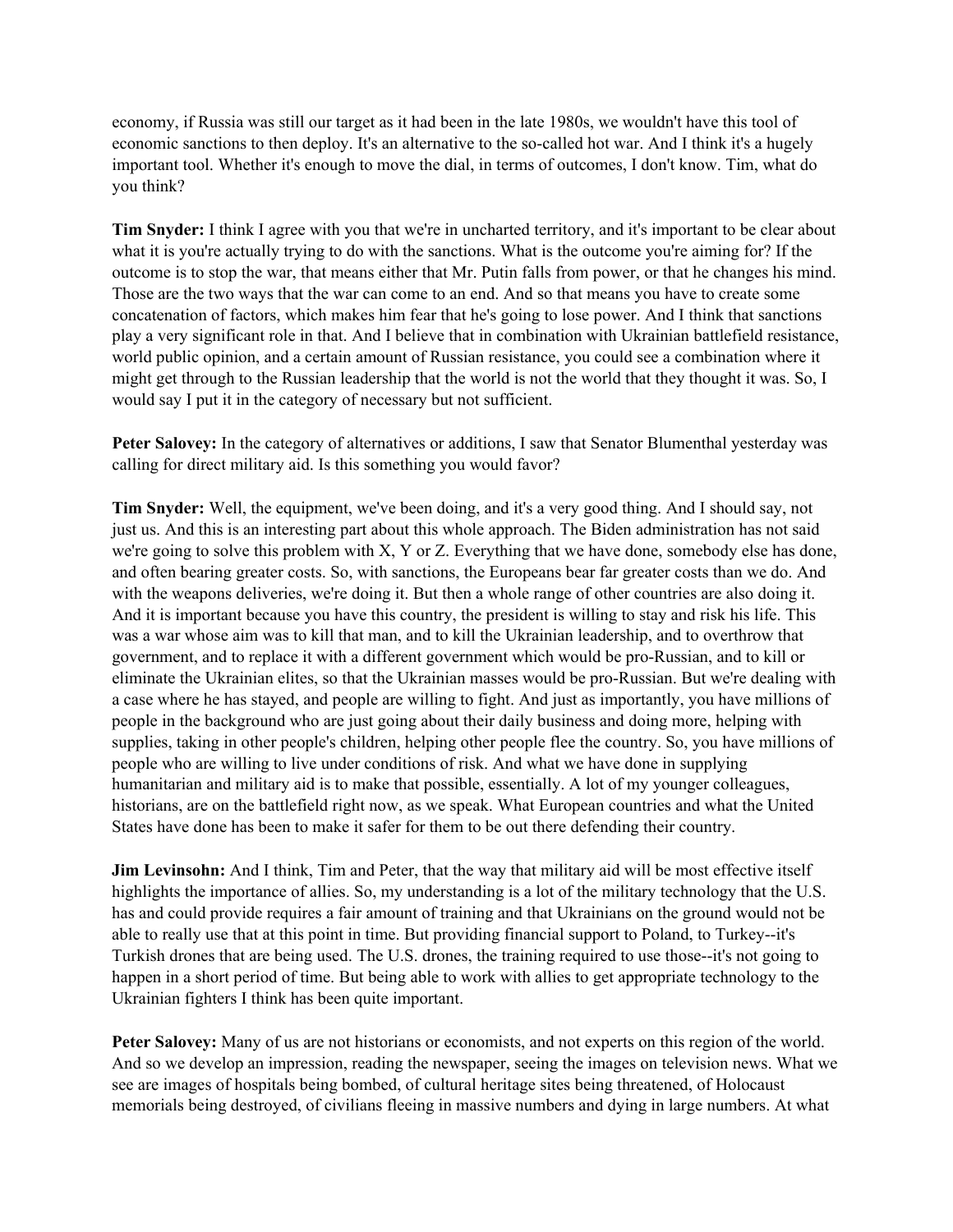economy, if Russia was still our target as it had been in the late 1980s, we wouldn't have this tool of economic sanctions to then deploy. It's an alternative to the so-called hot war. And I think it's a hugely important tool. Whether it's enough to move the dial, in terms of outcomes, I don't know. Tim, what do you think?

**Tim Snyder:** I think I agree with you that we're in uncharted territory, and it's important to be clear about what it is you're actually trying to do with the sanctions. What is the outcome you're aiming for? If the outcome is to stop the war, that means either that Mr. Putin falls from power, or that he changes his mind. Those are the two ways that the war can come to an end. And so that means you have to create some concatenation of factors, which makes him fear that he's going to lose power. And I think that sanctions play a very significant role in that. And I believe that in combination with Ukrainian battlefield resistance, world public opinion, and a certain amount of Russian resistance, you could see a combination where it might get through to the Russian leadership that the world is not the world that they thought it was. So, I would say I put it in the category of necessary but not sufficient.

**Peter Salovey:** In the category of alternatives or additions, I saw that Senator Blumenthal yesterday was calling for direct military aid. Is this something you would favor?

**Tim Snyder:** Well, the equipment, we've been doing, and it's a very good thing. And I should say, not just us. And this is an interesting part about this whole approach. The Biden administration has not said we're going to solve this problem with X, Y or Z. Everything that we have done, somebody else has done, and often bearing greater costs. So, with sanctions, the Europeans bear far greater costs than we do. And with the weapons deliveries, we're doing it. But then a whole range of other countries are also doing it. And it is important because you have this country, the president is willing to stay and risk his life. This was a war whose aim was to kill that man, and to kill the Ukrainian leadership, and to overthrow that government, and to replace it with a different government which would be pro-Russian, and to kill or eliminate the Ukrainian elites, so that the Ukrainian masses would be pro-Russian. But we're dealing with a case where he has stayed, and people are willing to fight. And just as importantly, you have millions of people in the background who are just going about their daily business and doing more, helping with supplies, taking in other people's children, helping other people flee the country. So, you have millions of people who are willing to live under conditions of risk. And what we have done in supplying humanitarian and military aid is to make that possible, essentially. A lot of my younger colleagues, historians, are on the battlefield right now, as we speak. What European countries and what the United States have done has been to make it safer for them to be out there defending their country.

**Jim Levinsohn:** And I think, Tim and Peter, that the way that military aid will be most effective itself highlights the importance of allies. So, my understanding is a lot of the military technology that the U.S. has and could provide requires a fair amount of training and that Ukrainians on the ground would not be able to really use that at this point in time. But providing financial support to Poland, to Turkey--it's Turkish drones that are being used. The U.S. drones, the training required to use those--it's not going to happen in a short period of time. But being able to work with allies to get appropriate technology to the Ukrainian fighters I think has been quite important.

**Peter Salovey:** Many of us are not historians or economists, and not experts on this region of the world. And so we develop an impression, reading the newspaper, seeing the images on television news. What we see are images of hospitals being bombed, of cultural heritage sites being threatened, of Holocaust memorials being destroyed, of civilians fleeing in massive numbers and dying in large numbers. At what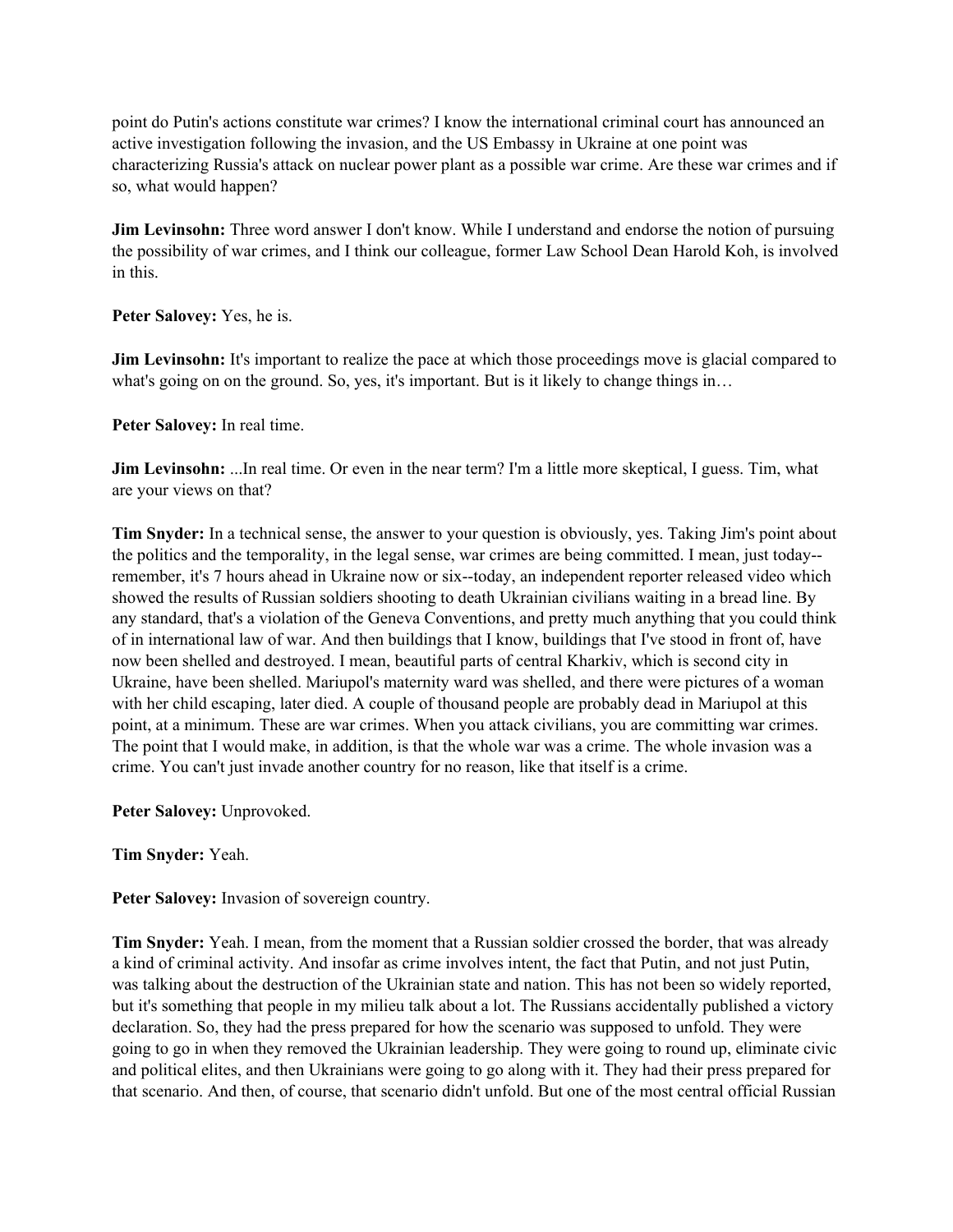point do Putin's actions constitute war crimes? I know the international criminal court has announced an active investigation following the invasion, and the US Embassy in Ukraine at one point was characterizing Russia's attack on nuclear power plant as a possible war crime. Are these war crimes and if so, what would happen?

**Jim Levinsohn:** Three word answer I don't know. While I understand and endorse the notion of pursuing the possibility of war crimes, and I think our colleague, former Law School Dean Harold Koh, is involved in this.

**Peter Salovey:** Yes, he is.

**Jim Levinsohn:** It's important to realize the pace at which those proceedings move is glacial compared to what's going on on the ground. So, yes, it's important. But is it likely to change things in…

**Peter Salovey:** In real time.

**Jim Levinsohn:** ...In real time. Or even in the near term? I'm a little more skeptical, I guess. Tim, what are your views on that?

**Tim Snyder:** In a technical sense, the answer to your question is obviously, yes. Taking Jim's point about the politics and the temporality, in the legal sense, war crimes are being committed. I mean, just today--remember, it's 7 hours ahead in Ukraine now or six--today, an independent reporter released video which showed the results of Russian soldiers shooting to death Ukrainian civilians waiting in a bread line. By any standard, that's a violation of the Geneva Conventions, and pretty much anything that you could think of in international law of war. And then buildings that I know, buildings that I've stood in front of, have now been shelled and destroyed. I mean, beautiful parts of central Kharkiv, which is second city in Ukraine, have been shelled. Mariupol's maternity ward was shelled, and there were pictures of a woman with her child escaping, later died. A couple of thousand people are probably dead in Mariupol at this point, at a minimum. These are war crimes. When you attack civilians, you are committing war crimes. The point that I would make, in addition, is that the whole war was a crime. The whole invasion was a crime. You can't just invade another country for no reason, like that itself is a crime.

**Peter Salovey:** Unprovoked.

**Tim Snyder:** Yeah.

**Peter Salovey:** Invasion of sovereign country.

**Tim Snyder:** Yeah. I mean, from the moment that a Russian soldier crossed the border, that was already a kind of criminal activity. And insofar as crime involves intent, the fact that Putin, and not just Putin, was talking about the destruction of the Ukrainian state and nation. This has not been so widely reported, but it's something that people in my milieu talk about a lot. The Russians accidentally published a victory declaration. So, they had the press prepared for how the scenario was supposed to unfold. They were going to go in when they removed the Ukrainian leadership. They were going to round up, eliminate civic and political elites, and then Ukrainians were going to go along with it. They had their press prepared for that scenario. And then, of course, that scenario didn't unfold. But one of the most central official Russian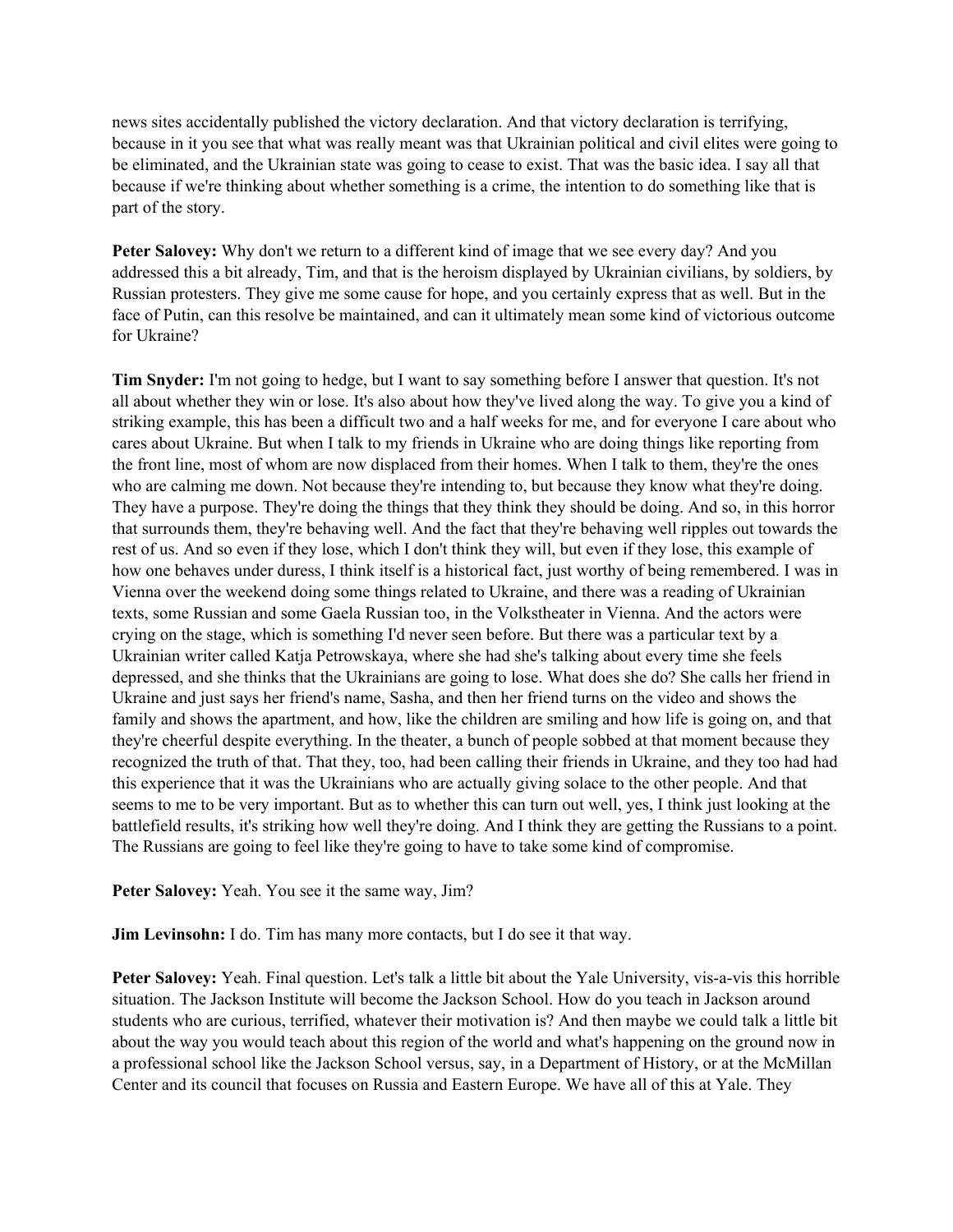news sites accidentally published the victory declaration. And that victory declaration is terrifying, because in it you see that what was really meant was that Ukrainian political and civil elites were going to be eliminated, and the Ukrainian state was going to cease to exist. That was the basic idea. I say all that because if we're thinking about whether something is a crime, the intention to do something like that is part of the story.

**Peter Salovey:** Why don't we return to a different kind of image that we see every day? And you addressed this a bit already, Tim, and that is the heroism displayed by Ukrainian civilians, by soldiers, by Russian protesters. They give me some cause for hope, and you certainly express that as well. But in the face of Putin, can this resolve be maintained, and can it ultimately mean some kind of victorious outcome for Ukraine?

**Tim Snyder:** I'm not going to hedge, but I want to say something before I answer that question. It's not all about whether they win or lose. It's also about how they've lived along the way. To give you a kind of striking example, this has been a difficult two and a half weeks for me, and for everyone I care about who cares about Ukraine. But when I talk to my friends in Ukraine who are doing things like reporting from the front line, most of whom are now displaced from their homes. When I talk to them, they're the ones who are calming me down. Not because they're intending to, but because they know what they're doing. They have a purpose. They're doing the things that they think they should be doing. And so, in this horror that surrounds them, they're behaving well. And the fact that they're behaving well ripples out towards the rest of us. And so even if they lose, which I don't think they will, but even if they lose, this example of how one behaves under duress, I think itself is a historical fact, just worthy of being remembered. I was in Vienna over the weekend doing some things related to Ukraine, and there was a reading of Ukrainian texts, some Russian and some Gaela Russian too, in the Volkstheater in Vienna. And the actors were crying on the stage, which is something I'd never seen before. But there was a particular text by a Ukrainian writer called Katja Petrowskaya, where she had she's talking about every time she feels depressed, and she thinks that the Ukrainians are going to lose. What does she do? She calls her friend in Ukraine and just says her friend's name, Sasha, and then her friend turns on the video and shows the family and shows the apartment, and how, like the children are smiling and how life is going on, and that they're cheerful despite everything. In the theater, a bunch of people sobbed at that moment because they recognized the truth of that. That they, too, had been calling their friends in Ukraine, and they too had had this experience that it was the Ukrainians who are actually giving solace to the other people. And that seems to me to be very important. But as to whether this can turn out well, yes, I think just looking at the battlefield results, it's striking how well they're doing. And I think they are getting the Russians to a point. The Russians are going to feel like they're going to have to take some kind of compromise.

**Peter Salovey:** Yeah. You see it the same way, Jim?

**Jim Levinsohn:** I do. Tim has many more contacts, but I do see it that way.

**Peter Salovey:** Yeah. Final question. Let's talk a little bit about the Yale University, vis-a-vis this horrible situation. The Jackson Institute will become the Jackson School. How do you teach in Jackson around students who are curious, terrified, whatever their motivation is? And then maybe we could talk a little bit about the way you would teach about this region of the world and what's happening on the ground now in a professional school like the Jackson School versus, say, in a Department of History, or at the McMillan Center and its council that focuses on Russia and Eastern Europe. We have all of this at Yale. They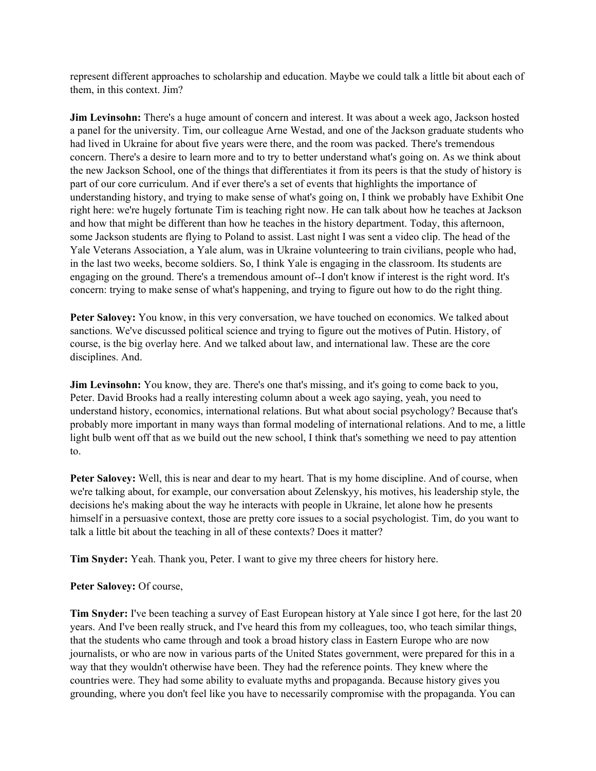represent different approaches to scholarship and education. Maybe we could talk a little bit about each of them, in this context. Jim?

**Jim Levinsohn:** There's a huge amount of concern and interest. It was about a week ago, Jackson hosted a panel for the university. Tim, our colleague Arne Westad, and one of the Jackson graduate students who had lived in Ukraine for about five years were there, and the room was packed. There's tremendous concern. There's a desire to learn more and to try to better understand what's going on. As we think about the new Jackson School, one of the things that differentiates it from its peers is that the study of history is part of our core curriculum. And if ever there's a set of events that highlights the importance of understanding history, and trying to make sense of what's going on, I think we probably have Exhibit One right here: we're hugely fortunate Tim is teaching right now. He can talk about how he teaches at Jackson and how that might be different than how he teaches in the history department. Today, this afternoon, some Jackson students are flying to Poland to assist. Last night I was sent a video clip. The head of the Yale Veterans Association, a Yale alum, was in Ukraine volunteering to train civilians, people who had, in the last two weeks, become soldiers. So, I think Yale is engaging in the classroom. Its students are engaging on the ground. There's a tremendous amount of--I don't know if interest is the right word. It's concern: trying to make sense of what's happening, and trying to figure out how to do the right thing.

**Peter Salovey:** You know, in this very conversation, we have touched on economics. We talked about sanctions. We've discussed political science and trying to figure out the motives of Putin. History, of course, is the big overlay here. And we talked about law, and international law. These are the core disciplines. And.

**Jim Levinsohn:** You know, they are. There's one that's missing, and it's going to come back to you, Peter. David Brooks had a really interesting column about a week ago saying, yeah, you need to understand history, economics, international relations. But what about social psychology? Because that's probably more important in many ways than formal modeling of international relations. And to me, a little light bulb went off that as we build out the new school, I think that's something we need to pay attention to.

**Peter Salovey:** Well, this is near and dear to my heart. That is my home discipline. And of course, when we're talking about, for example, our conversation about Zelenskyy, his motives, his leadership style, the decisions he's making about the way he interacts with people in Ukraine, let alone how he presents himself in a persuasive context, those are pretty core issues to a social psychologist. Tim, do you want to talk a little bit about the teaching in all of these contexts? Does it matter?

**Tim Snyder:** Yeah. Thank you, Peter. I want to give my three cheers for history here.

**Peter Salovey:** Of course,

**Tim Snyder:** I've been teaching a survey of East European history at Yale since I got here, for the last 20 years. And I've been really struck, and I've heard this from my colleagues, too, who teach similar things, that the students who came through and took a broad history class in Eastern Europe who are now journalists, or who are now in various parts of the United States government, were prepared for this in a way that they wouldn't otherwise have been. They had the reference points. They knew where the countries were. They had some ability to evaluate myths and propaganda. Because history gives you grounding, where you don't feel like you have to necessarily compromise with the propaganda. You can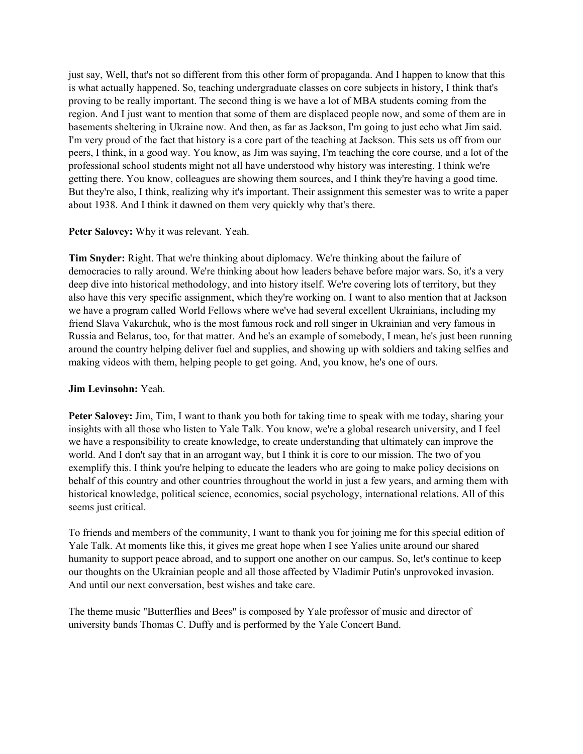just say, Well, that's not so different from this other form of propaganda. And I happen to know that this is what actually happened. So, teaching undergraduate classes on core subjects in history, I think that's proving to be really important. The second thing is we have a lot of MBA students coming from the region. And I just want to mention that some of them are displaced people now, and some of them are in basements sheltering in Ukraine now. And then, as far as Jackson, I'm going to just echo what Jim said. I'm very proud of the fact that history is a core part of the teaching at Jackson. This sets us off from our peers, I think, in a good way. You know, as Jim was saying, I'm teaching the core course, and a lot of the professional school students might not all have understood why history was interesting. I think we're getting there. You know, colleagues are showing them sources, and I think they're having a good time. But they're also, I think, realizing why it's important. Their assignment this semester was to write a paper about 1938. And I think it dawned on them very quickly why that's there.

**Peter Salovey:** Why it was relevant. Yeah.

**Tim Snyder:** Right. That we're thinking about diplomacy. We're thinking about the failure of democracies to rally around. We're thinking about how leaders behave before major wars. So, it's a very deep dive into historical methodology, and into history itself. We're covering lots of territory, but they also have this very specific assignment, which they're working on. I want to also mention that at Jackson we have a program called World Fellows where we've had several excellent Ukrainians, including my friend Slava Vakarchuk, who is the most famous rock and roll singer in Ukrainian and very famous in Russia and Belarus, too, for that matter. And he's an example of somebody, I mean, he's just been running around the country helping deliver fuel and supplies, and showing up with soldiers and taking selfies and making videos with them, helping people to get going. And, you know, he's one of ours.

**Jim Levinsohn:** Yeah.

**Peter Salovey:** Jim, Tim, I want to thank you both for taking time to speak with me today, sharing your insights with all those who listen to Yale Talk. You know, we're a global research university, and I feel we have a responsibility to create knowledge, to create understanding that ultimately can improve the world. And I don't say that in an arrogant way, but I think it is core to our mission. The two of you exemplify this. I think you're helping to educate the leaders who are going to make policy decisions on behalf of this country and other countries throughout the world in just a few years, and arming them with historical knowledge, political science, economics, social psychology, international relations. All of this seems just critical.

To friends and members of the community, I want to thank you for joining me for this special edition of Yale Talk. At moments like this, it gives me great hope when I see Yalies unite around our shared humanity to support peace abroad, and to support one another on our campus. So, let's continue to keep our thoughts on the Ukrainian people and all those affected by Vladimir Putin's unprovoked invasion. And until our next conversation, best wishes and take care.

The theme music "Butterflies and Bees" is composed by Yale professor of music and director of university bands Thomas C. Duffy and is performed by the Yale Concert Band.